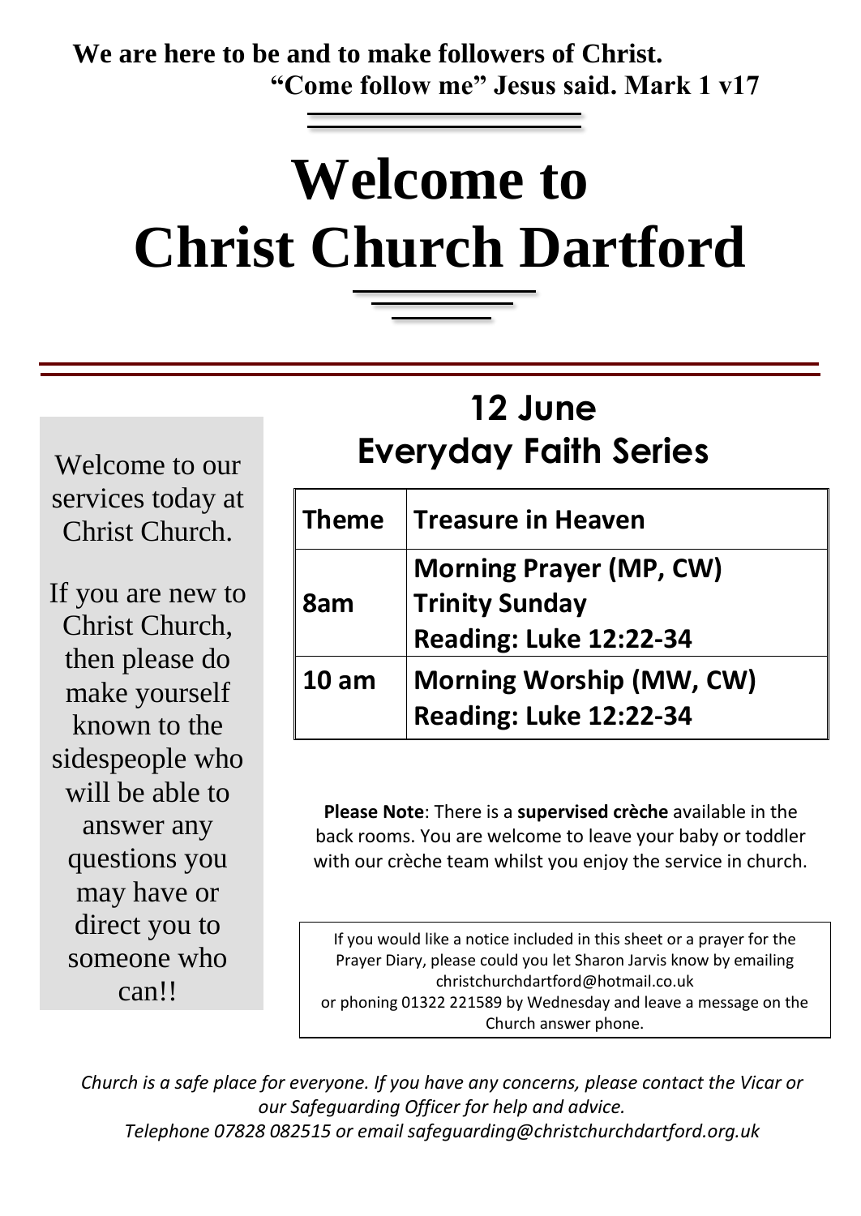**We are here to be and to make followers of Christ.**
**"Come follow me" Jesus said. Mark 1 v17**

# Welcome to Christ Church Dartford

Welcome to our services today at Christ Church.

If you are new to Christ Church, then please do make yourself known to the sidespeople who will be able to answer any questions you may have or direct you to someone who can!!

## 12 June
## Everyday Faith Series

| Theme | Treasure in Heaven |
|---|---|
| 8am | Morning Prayer (MP, CW)<br>Trinity Sunday<br>Reading: Luke 12:22-34 |
| 10 am | Morning Worship (MW, CW)<br>Reading: Luke 12:22-34 |

**Please Note**: There is a **supervised crèche** available in the back rooms. You are welcome to leave your baby or toddler with our crèche team whilst you enjoy the service in church.

If you would like a notice included in this sheet or a prayer for the Prayer Diary, please could you let Sharon Jarvis know by emailing christchurchdartford@hotmail.co.uk
or phoning 01322 221589 by Wednesday and leave a message on the Church answer phone.

*Church is a safe place for everyone. If you have any concerns, please contact the Vicar or our Safeguarding Officer for help and advice.*
*Telephone 07828 082515 or email safeguarding@christchurchdartford.org.uk*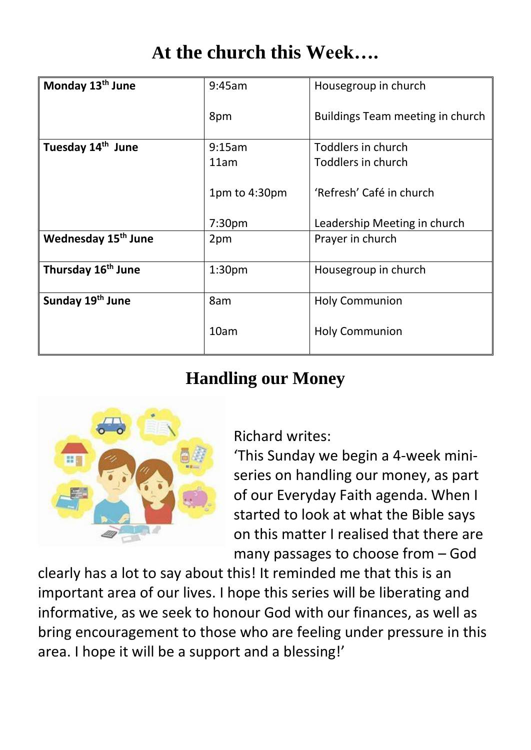# At the church this Week….

| Day | Time | Event |
|---|---|---|
| **Monday 13th June** | 9:45am<br><br>8pm | Housegroup in church<br><br>Buildings Team meeting in church |
| **Tuesday 14th June** | 9:15am<br>11am<br><br>1pm to 4:30pm<br><br>7:30pm | Toddlers in church<br>Toddlers in church<br><br>'Refresh' Café in church<br><br>Leadership Meeting in church |
| **Wednesday 15th June** | 2pm | Prayer in church |
| **Thursday 16th June** | 1:30pm | Housegroup in church |
| **Sunday 19th June** | 8am<br><br>10am | Holy Communion<br><br>Holy Communion |

## Handling our Money

Richard writes:

'This Sunday we begin a 4-week mini-series on handling our money, as part of our Everyday Faith agenda. When I started to look at what the Bible says on this matter I realised that there are many passages to choose from – God clearly has a lot to say about this! It reminded me that this is an important area of our lives. I hope this series will be liberating and informative, as we seek to honour God with our finances, as well as bring encouragement to those who are feeling under pressure in this area. I hope it will be a support and a blessing!'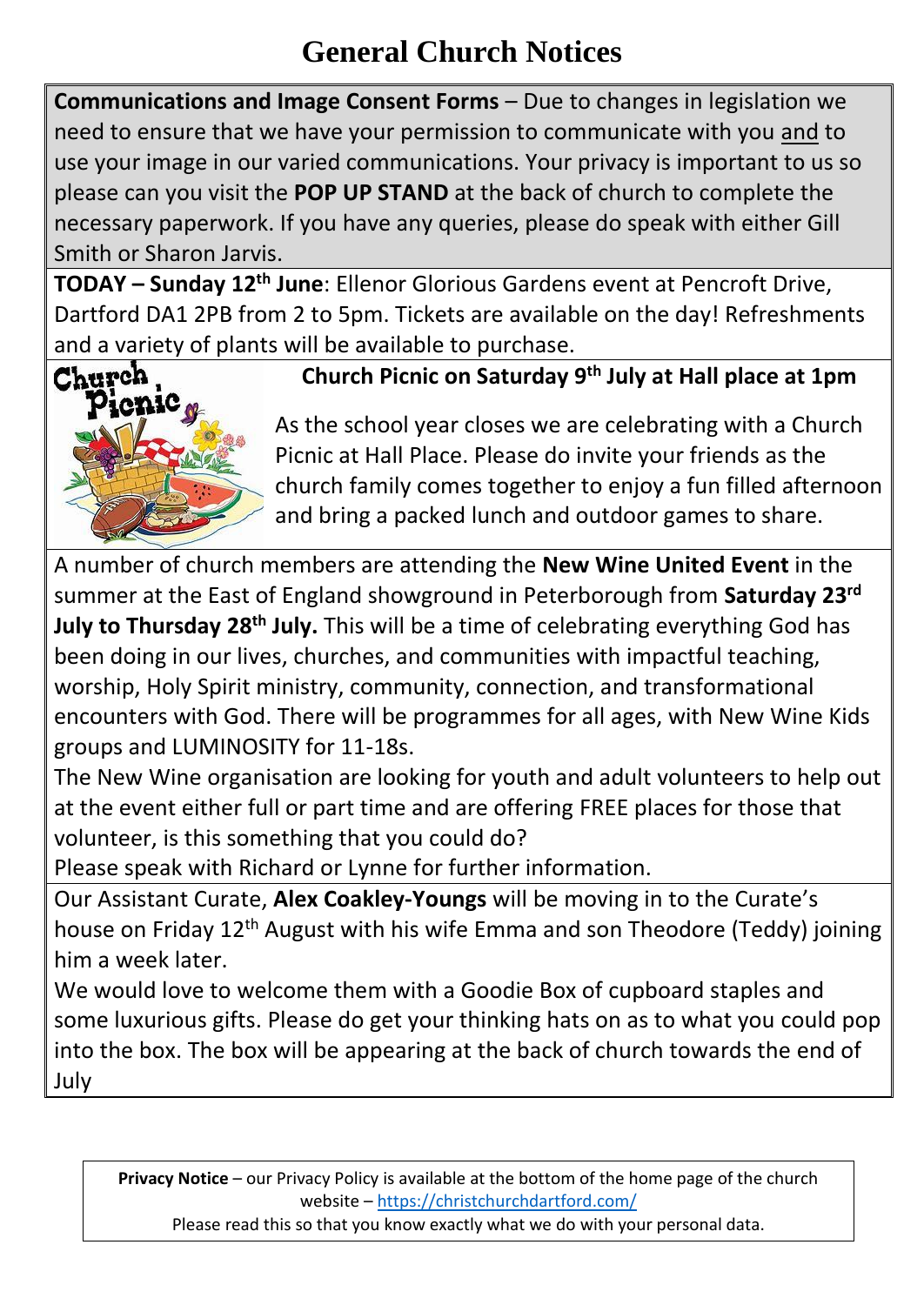# General Church Notices

**Communications and Image Consent Forms** – Due to changes in legislation we need to ensure that we have your permission to communicate with you and to use your image in our varied communications. Your privacy is important to us so please can you visit the **POP UP STAND** at the back of church to complete the necessary paperwork. If you have any queries, please do speak with either Gill Smith or Sharon Jarvis.

**TODAY – Sunday 12th June**: Ellenor Glorious Gardens event at Pencroft Drive, Dartford DA1 2PB from 2 to 5pm. Tickets are available on the day! Refreshments and a variety of plants will be available to purchase.

**Church Picnic on Saturday 9th July at Hall place at 1pm**

As the school year closes we are celebrating with a Church Picnic at Hall Place. Please do invite your friends as the church family comes together to enjoy a fun filled afternoon and bring a packed lunch and outdoor games to share.

A number of church members are attending the **New Wine United Event** in the summer at the East of England showground in Peterborough from **Saturday 23rd July to Thursday 28th July.** This will be a time of celebrating everything God has been doing in our lives, churches, and communities with impactful teaching, worship, Holy Spirit ministry, community, connection, and transformational encounters with God. There will be programmes for all ages, with New Wine Kids groups and LUMINOSITY for 11-18s.

The New Wine organisation are looking for youth and adult volunteers to help out at the event either full or part time and are offering FREE places for those that volunteer, is this something that you could do?

Please speak with Richard or Lynne for further information.

Our Assistant Curate, **Alex Coakley-Youngs** will be moving in to the Curate's house on Friday 12th August with his wife Emma and son Theodore (Teddy) joining him a week later.

We would love to welcome them with a Goodie Box of cupboard staples and some luxurious gifts. Please do get your thinking hats on as to what you could pop into the box. The box will be appearing at the back of church towards the end of July

**Privacy Notice** – our Privacy Policy is available at the bottom of the home page of the church website – https://christchurchdartford.com/

Please read this so that you know exactly what we do with your personal data.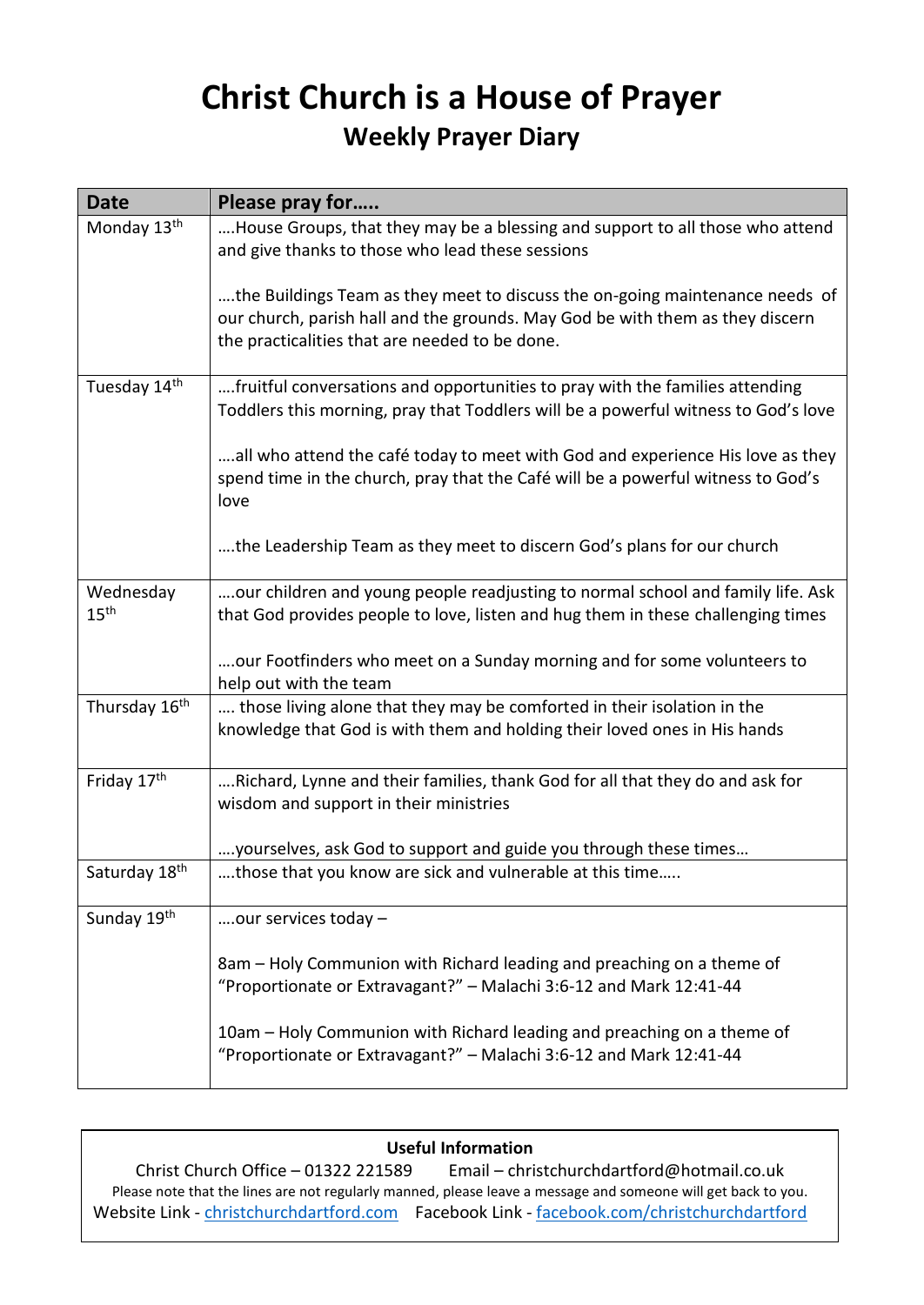# Christ Church is a House of Prayer

## Weekly Prayer Diary

| Date | Please pray for….. |
| --- | --- |
| Monday 13th | ….House Groups, that they may be a blessing and support to all those who attend and give thanks to those who lead these sessions<br><br>….the Buildings Team as they meet to discuss the on-going maintenance needs of our church, parish hall and the grounds. May God be with them as they discern the practicalities that are needed to be done. |
| Tuesday 14th | ….fruitful conversations and opportunities to pray with the families attending Toddlers this morning, pray that Toddlers will be a powerful witness to God's love<br><br>….all who attend the café today to meet with God and experience His love as they spend time in the church, pray that the Café will be a powerful witness to God's love<br><br>….the Leadership Team as they meet to discern God's plans for our church |
| Wednesday 15th | ….our children and young people readjusting to normal school and family life. Ask that God provides people to love, listen and hug them in these challenging times<br><br>….our Footfinders who meet on a Sunday morning and for some volunteers to help out with the team |
| Thursday 16th | …. those living alone that they may be comforted in their isolation in the knowledge that God is with them and holding their loved ones in His hands |
| Friday 17th | ….Richard, Lynne and their families, thank God for all that they do and ask for wisdom and support in their ministries<br><br>….yourselves, ask God to support and guide you through these times… |
| Saturday 18th | ….those that you know are sick and vulnerable at this time….. |
| Sunday 19th | ….our services today –<br><br>8am – Holy Communion with Richard leading and preaching on a theme of "Proportionate or Extravagant?" – Malachi 3:6-12 and Mark 12:41-44<br><br>10am – Holy Communion with Richard leading and preaching on a theme of "Proportionate or Extravagant?" – Malachi 3:6-12 and Mark 12:41-44 |

**Useful Information**

Christ Church Office – 01322 221589 Email – christchurchdartford@hotmail.co.uk

Please note that the lines are not regularly manned, please leave a message and someone will get back to you.

Website Link - christchurchdartford.com Facebook Link - facebook.com/christchurchdartford